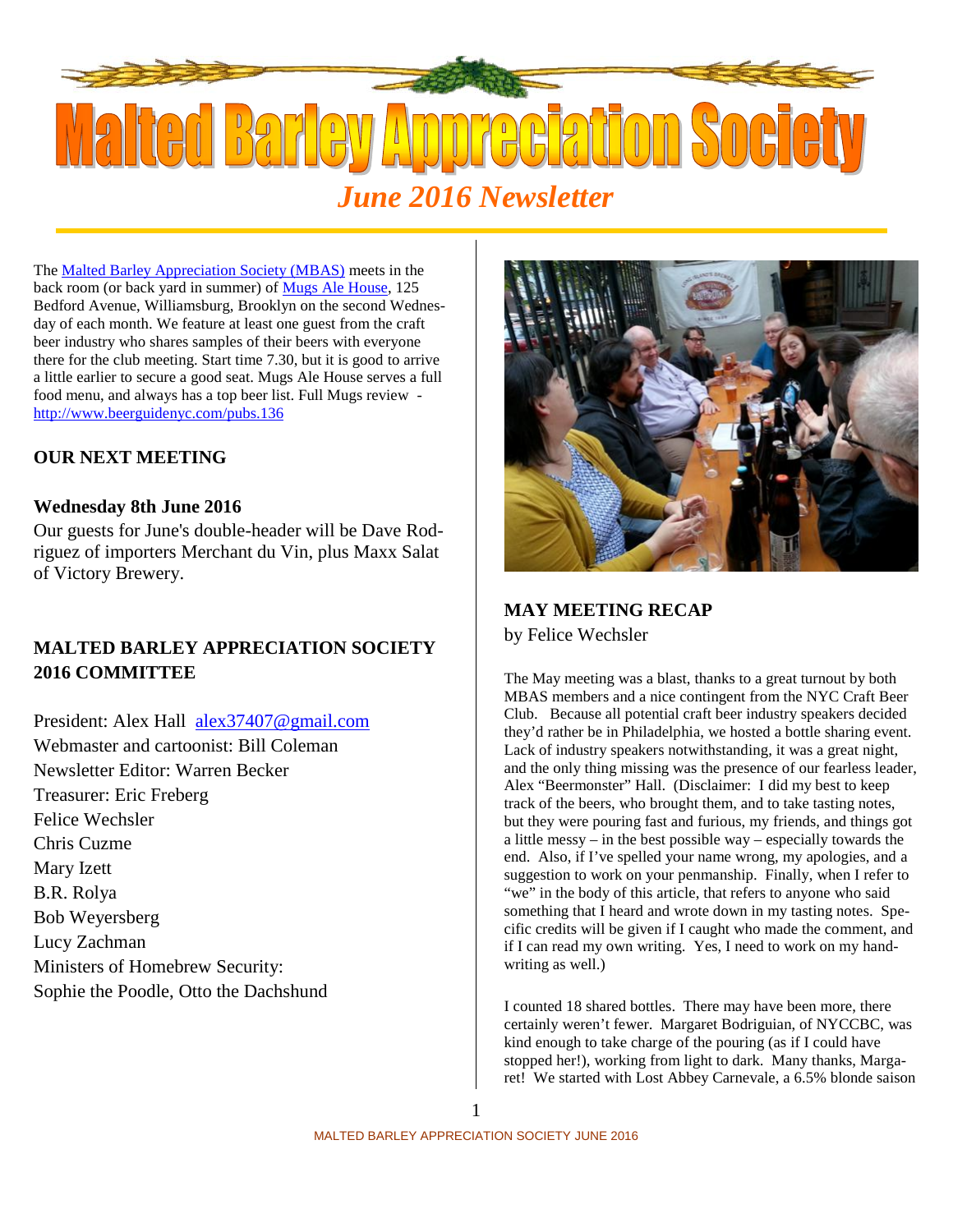# Malted Barley Appreciation Society

## *June 2016 Newsletter*

The Malted Barley Appreciation Society (MBAS) meets in the back room (or back yard in summer) of Mugs Ale House, 125 Bedford Avenue, Williamsburg, Brooklyn on the second Wednesday of each month. We feature at least one guest from the craft beer industry who shares samples of their beers with everyone there for the club meeting. Start time 7.30, but it is good to arrive a little earlier to secure a good seat. Mugs Ale House serves a full food menu, and always has a top beer list. Full Mugs review - http://www.beerguidenyc.com/pubs.136

### OUR NEXT MEETING

**Wednesday 8th June 2016**

Our guests for June's double-header will be Dave Rodriguez of importers Merchant du Vin, plus Maxx Salat of Victory Brewery.

### MALTED BARLEY APPRECIATION SOCIETY 2016 COMMITTEE

President: Alex Hall alex37407@gmail.com
Webmaster and cartoonist: Bill Coleman
Newsletter Editor: Warren Becker
Treasurer: Eric Freberg
Felice Wechsler
Chris Cuzme
Mary Izett
B.R. Rolya
Bob Weyersberg
Lucy Zachman
Ministers of Homebrew Security:
Sophie the Poodle, Otto the Dachshund

### MAY MEETING RECAP

by Felice Wechsler

The May meeting was a blast, thanks to a great turnout by both MBAS members and a nice contingent from the NYC Craft Beer Club. Because all potential craft beer industry speakers decided they'd rather be in Philadelphia, we hosted a bottle sharing event. Lack of industry speakers notwithstanding, it was a great night, and the only thing missing was the presence of our fearless leader, Alex "Beermonster" Hall. (Disclaimer: I did my best to keep track of the beers, who brought them, and to take tasting notes, but they were pouring fast and furious, my friends, and things got a little messy – in the best possible way – especially towards the end. Also, if I've spelled your name wrong, my apologies, and a suggestion to work on your penmanship. Finally, when I refer to "we" in the body of this article, that refers to anyone who said something that I heard and wrote down in my tasting notes. Specific credits will be given if I caught who made the comment, and if I can read my own writing. Yes, I need to work on my handwriting as well.)

I counted 18 shared bottles. There may have been more, there certainly weren't fewer. Margaret Bodriguian, of NYCCBC, was kind enough to take charge of the pouring (as if I could have stopped her!), working from light to dark. Many thanks, Margaret! We started with Lost Abbey Carnevale, a 6.5% blonde saison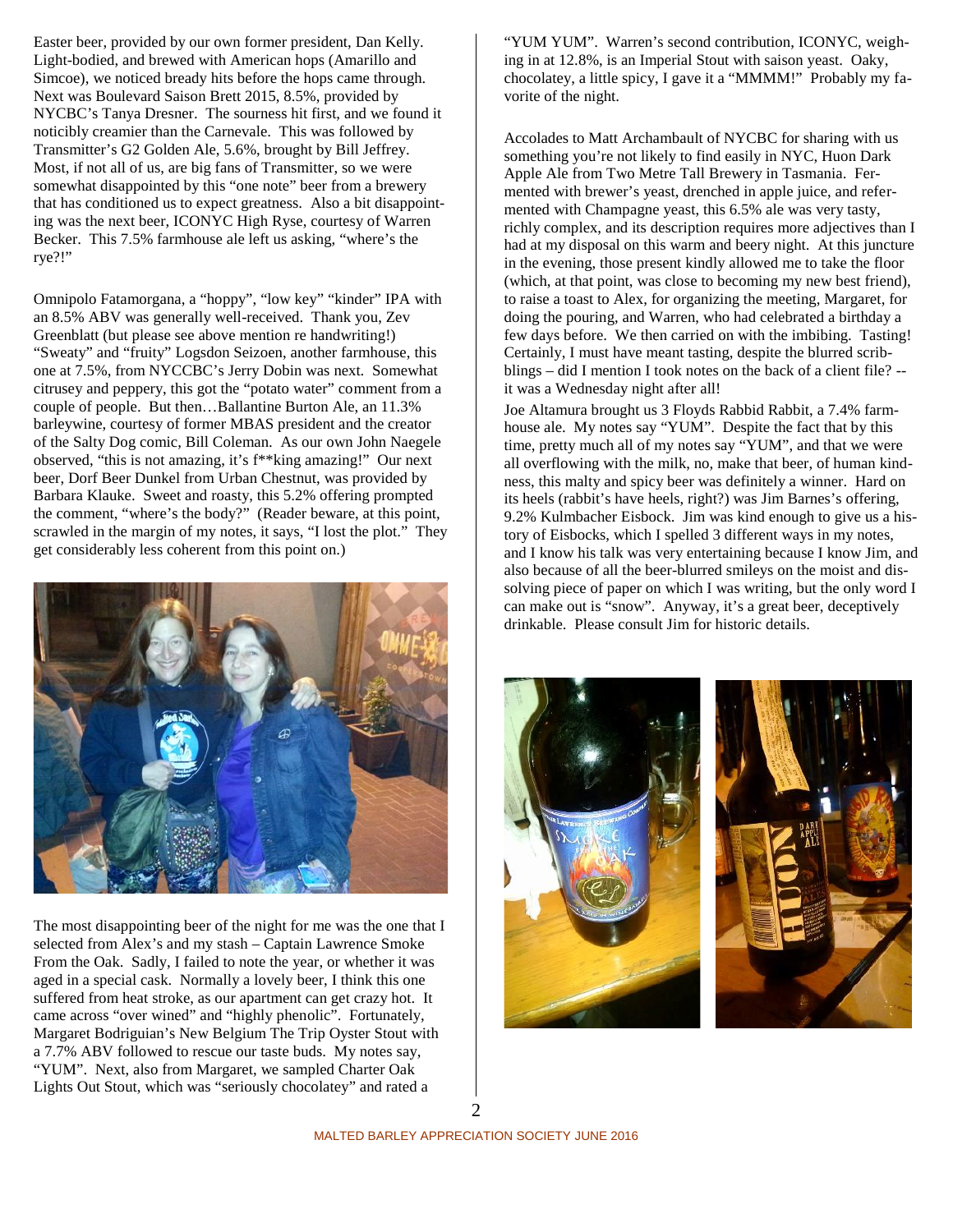Easter beer, provided by our own former president, Dan Kelly. Light-bodied, and brewed with American hops (Amarillo and Simcoe), we noticed bready hits before the hops came through. Next was Boulevard Saison Brett 2015, 8.5%, provided by NYCBC's Tanya Dresner. The sourness hit first, and we found it noticibly creamier than the Carnevale. This was followed by Transmitter's G2 Golden Ale, 5.6%, brought by Bill Jeffrey. Most, if not all of us, are big fans of Transmitter, so we were somewhat disappointed by this "one note" beer from a brewery that has conditioned us to expect greatness. Also a bit disappointing was the next beer, ICONYC High Ryse, courtesy of Warren Becker. This 7.5% farmhouse ale left us asking, "where's the rye?!"

Omnipolo Fatamorgana, a "hoppy", "low key" "kinder" IPA with an 8.5% ABV was generally well-received. Thank you, Zev Greenblatt (but please see above mention re handwriting!) "Sweaty" and "fruity" Logsdon Seizoen, another farmhouse, this one at 7.5%, from NYCCBC's Jerry Dobin was next. Somewhat citrusey and peppery, this got the "potato water" comment from a couple of people. But then…Ballantine Burton Ale, an 11.3% barleywine, courtesy of former MBAS president and the creator of the Salty Dog comic, Bill Coleman. As our own John Naegele observed, "this is not amazing, it's f**king amazing!" Our next beer, Dorf Beer Dunkel from Urban Chestnut, was provided by Barbara Klauke. Sweet and roasty, this 5.2% offering prompted the comment, "where's the body?" (Reader beware, at this point, scrawled in the margin of my notes, it says, "I lost the plot." They get considerably less coherent from this point on.)

The most disappointing beer of the night for me was the one that I selected from Alex's and my stash – Captain Lawrence Smoke From the Oak. Sadly, I failed to note the year, or whether it was aged in a special cask. Normally a lovely beer, I think this one suffered from heat stroke, as our apartment can get crazy hot. It came across "over wined" and "highly phenolic". Fortunately, Margaret Bodriguian's New Belgium The Trip Oyster Stout with a 7.7% ABV followed to rescue our taste buds. My notes say, "YUM". Next, also from Margaret, we sampled Charter Oak Lights Out Stout, which was "seriously chocolatey" and rated a "YUM YUM". Warren's second contribution, ICONYC, weighing in at 12.8%, is an Imperial Stout with saison yeast. Oaky, chocolatey, a little spicy, I gave it a "MMMM!" Probably my favorite of the night.

Accolades to Matt Archambault of NYCBC for sharing with us something you're not likely to find easily in NYC, Huon Dark Apple Ale from Two Metre Tall Brewery in Tasmania. Fermented with brewer's yeast, drenched in apple juice, and refermented with Champagne yeast, this 6.5% ale was very tasty, richly complex, and its description requires more adjectives than I had at my disposal on this warm and beery night. At this juncture in the evening, those present kindly allowed me to take the floor (which, at that point, was close to becoming my new best friend), to raise a toast to Alex, for organizing the meeting, Margaret, for doing the pouring, and Warren, who had celebrated a birthday a few days before. We then carried on with the imbibing. Tasting! Certainly, I must have meant tasting, despite the blurred scribblings – did I mention I took notes on the back of a client file? -- it was a Wednesday night after all!

Joe Altamura brought us 3 Floyds Rabbid Rabbit, a 7.4% farmhouse ale. My notes say "YUM". Despite the fact that by this time, pretty much all of my notes say "YUM", and that we were all overflowing with the milk, no, make that beer, of human kindness, this malty and spicy beer was definitely a winner. Hard on its heels (rabbit's have heels, right?) was Jim Barnes's offering, 9.2% Kulmbacher Eisbock. Jim was kind enough to give us a history of Eisbocks, which I spelled 3 different ways in my notes, and I know his talk was very entertaining because I know Jim, and also because of all the beer-blurred smileys on the moist and dissolving piece of paper on which I was writing, but the only word I can make out is "snow". Anyway, it's a great beer, deceptively drinkable. Please consult Jim for historic details.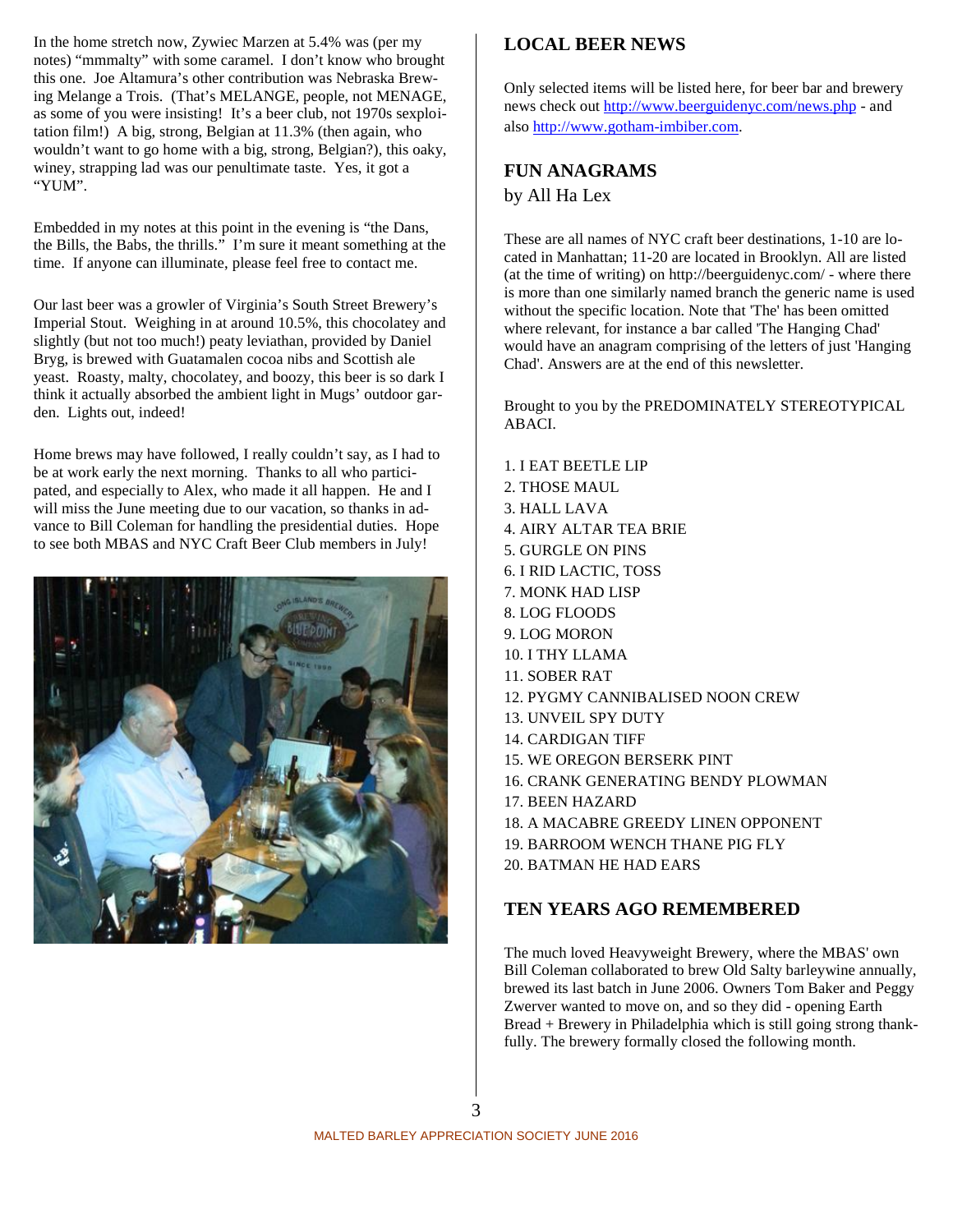In the home stretch now, Zywiec Marzen at 5.4% was (per my notes) "mmmalty" with some caramel. I don't know who brought this one. Joe Altamura's other contribution was Nebraska Brewing Melange a Trois. (That's MELANGE, people, not MENAGE, as some of you were insisting! It's a beer club, not 1970s sexploitation film!) A big, strong, Belgian at 11.3% (then again, who wouldn't want to go home with a big, strong, Belgian?), this oaky, winey, strapping lad was our penultimate taste. Yes, it got a "YUM".

Embedded in my notes at this point in the evening is "the Dans, the Bills, the Babs, the thrills." I'm sure it meant something at the time. If anyone can illuminate, please feel free to contact me.

Our last beer was a growler of Virginia's South Street Brewery's Imperial Stout. Weighing in at around 10.5%, this chocolatey and slightly (but not too much!) peaty leviathan, provided by Daniel Bryg, is brewed with Guatamalen cocoa nibs and Scottish ale yeast. Roasty, malty, chocolatey, and boozy, this beer is so dark I think it actually absorbed the ambient light in Mugs' outdoor garden. Lights out, indeed!

Home brews may have followed, I really couldn't say, as I had to be at work early the next morning. Thanks to all who participated, and especially to Alex, who made it all happen. He and I will miss the June meeting due to our vacation, so thanks in advance to Bill Coleman for handling the presidential duties. Hope to see both MBAS and NYC Craft Beer Club members in July!

## LOCAL BEER NEWS

Only selected items will be listed here, for beer bar and brewery news check out http://www.beerguidenyc.com/news.php - and also http://www.gotham-imbiber.com.

## FUN ANAGRAMS

by All Ha Lex

These are all names of NYC craft beer destinations, 1-10 are located in Manhattan; 11-20 are located in Brooklyn. All are listed (at the time of writing) on http://beerguidenyc.com/ - where there is more than one similarly named branch the generic name is used without the specific location. Note that 'The' has been omitted where relevant, for instance a bar called 'The Hanging Chad' would have an anagram comprising of the letters of just 'Hanging Chad'. Answers are at the end of this newsletter.

Brought to you by the PREDOMINATELY STEREOTYPICAL ABACI.

1. I EAT BEETLE LIP
2. THOSE MAUL
3. HALL LAVA
4. AIRY ALTAR TEA BRIE
5. GURGLE ON PINS
6. I RID LACTIC, TOSS
7. MONK HAD LISP
8. LOG FLOODS
9. LOG MORON
10. I THY LLAMA
11. SOBER RAT
12. PYGMY CANNIBALISED NOON CREW
13. UNVEIL SPY DUTY
14. CARDIGAN TIFF
15. WE OREGON BERSERK PINT
16. CRANK GENERATING BENDY PLOWMAN
17. BEEN HAZARD
18. A MACABRE GREEDY LINEN OPPONENT
19. BARROOM WENCH THANE PIG FLY
20. BATMAN HE HAD EARS

## TEN YEARS AGO REMEMBERED

The much loved Heavyweight Brewery, where the MBAS' own Bill Coleman collaborated to brew Old Salty barleywine annually, brewed its last batch in June 2006. Owners Tom Baker and Peggy Zwerver wanted to move on, and so they did - opening Earth Bread + Brewery in Philadelphia which is still going strong thankfully. The brewery formally closed the following month.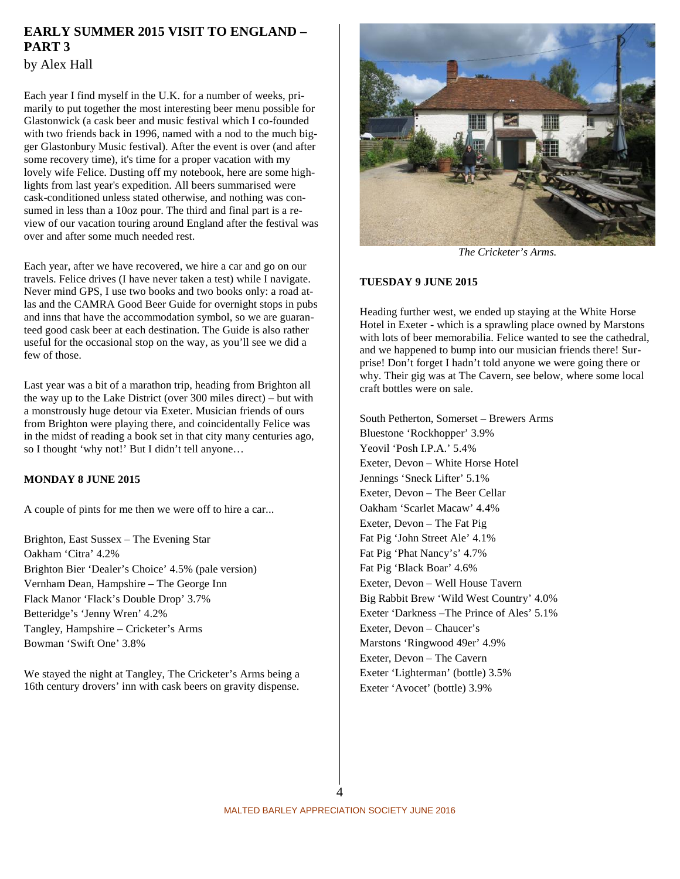## EARLY SUMMER 2015 VISIT TO ENGLAND – PART 3

by Alex Hall

Each year I find myself in the U.K. for a number of weeks, primarily to put together the most interesting beer menu possible for Glastonwick (a cask beer and music festival which I co-founded with two friends back in 1996, named with a nod to the much bigger Glastonbury Music festival). After the event is over (and after some recovery time), it's time for a proper vacation with my lovely wife Felice. Dusting off my notebook, here are some highlights from last year's expedition. All beers summarised were cask-conditioned unless stated otherwise, and nothing was consumed in less than a 10oz pour. The third and final part is a review of our vacation touring around England after the festival was over and after some much needed rest.

Each year, after we have recovered, we hire a car and go on our travels. Felice drives (I have never taken a test) while I navigate. Never mind GPS, I use two books and two books only: a road atlas and the CAMRA Good Beer Guide for overnight stops in pubs and inns that have the accommodation symbol, so we are guaranteed good cask beer at each destination. The Guide is also rather useful for the occasional stop on the way, as you'll see we did a few of those.

Last year was a bit of a marathon trip, heading from Brighton all the way up to the Lake District (over 300 miles direct) – but with a monstrously huge detour via Exeter. Musician friends of ours from Brighton were playing there, and coincidentally Felice was in the midst of reading a book set in that city many centuries ago, so I thought 'why not!' But I didn't tell anyone…

### MONDAY 8 JUNE 2015

A couple of pints for me then we were off to hire a car...

Brighton, East Sussex – The Evening Star
Oakham 'Citra' 4.2%
Brighton Bier 'Dealer's Choice' 4.5% (pale version)
Vernham Dean, Hampshire – The George Inn
Flack Manor 'Flack's Double Drop' 3.7%
Betteridge's 'Jenny Wren' 4.2%
Tangley, Hampshire – Cricketer's Arms
Bowman 'Swift One' 3.8%

We stayed the night at Tangley, The Cricketer's Arms being a 16th century drovers' inn with cask beers on gravity dispense.

*The Cricketer's Arms.*

### TUESDAY 9 JUNE 2015

Heading further west, we ended up staying at the White Horse Hotel in Exeter - which is a sprawling place owned by Marstons with lots of beer memorabilia. Felice wanted to see the cathedral, and we happened to bump into our musician friends there! Surprise! Don't forget I hadn't told anyone we were going there or why. Their gig was at The Cavern, see below, where some local craft bottles were on sale.

South Petherton, Somerset – Brewers Arms
Bluestone 'Rockhopper' 3.9%
Yeovil 'Posh I.P.A.' 5.4%
Exeter, Devon – White Horse Hotel
Jennings 'Sneck Lifter' 5.1%
Exeter, Devon – The Beer Cellar
Oakham 'Scarlet Macaw' 4.4%
Exeter, Devon – The Fat Pig
Fat Pig 'John Street Ale' 4.1%
Fat Pig 'Phat Nancy's' 4.7%
Fat Pig 'Black Boar' 4.6%
Exeter, Devon – Well House Tavern
Big Rabbit Brew 'Wild West Country' 4.0%
Exeter 'Darkness –The Prince of Ales' 5.1%
Exeter, Devon – Chaucer's
Marstons 'Ringwood 49er' 4.9%
Exeter, Devon – The Cavern
Exeter 'Lighterman' (bottle) 3.5%
Exeter 'Avocet' (bottle) 3.9%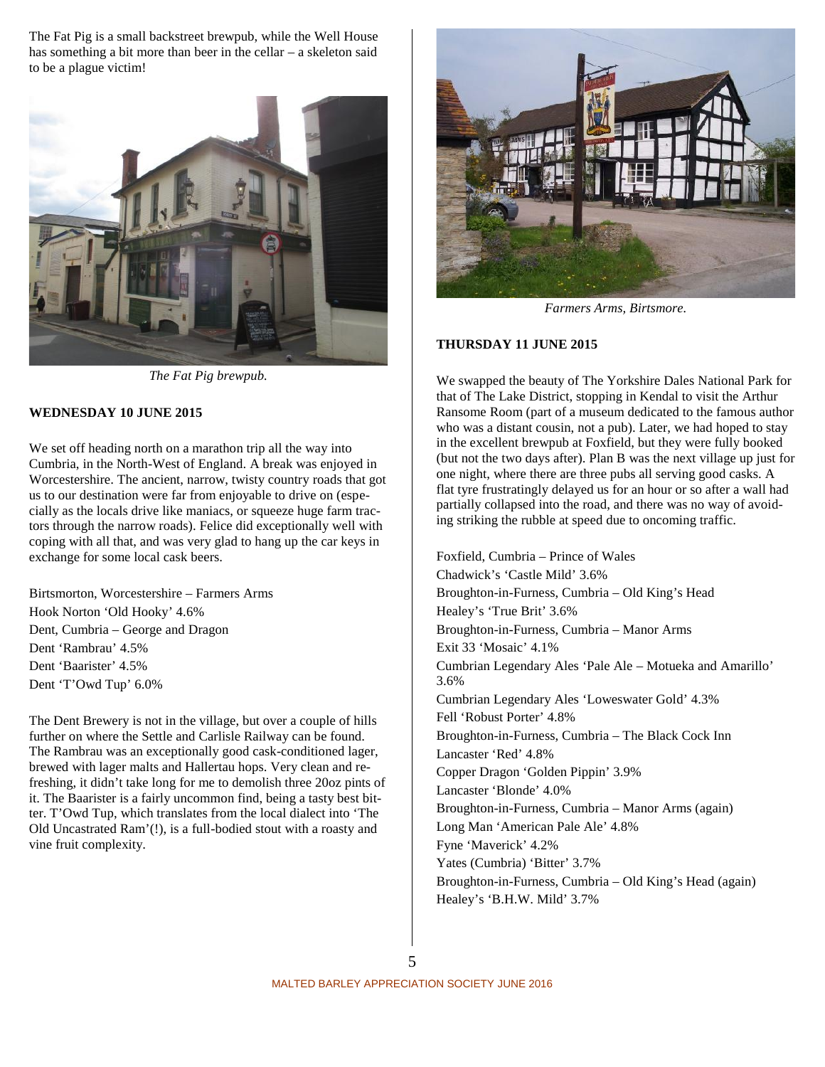The Fat Pig is a small backstreet brewpub, while the Well House has something a bit more than beer in the cellar – a skeleton said to be a plague victim!

*The Fat Pig brewpub.*

**WEDNESDAY 10 JUNE 2015**

We set off heading north on a marathon trip all the way into Cumbria, in the North-West of England. A break was enjoyed in Worcestershire. The ancient, narrow, twisty country roads that got us to our destination were far from enjoyable to drive on (especially as the locals drive like maniacs, or squeeze huge farm tractors through the narrow roads). Felice did exceptionally well with coping with all that, and was very glad to hang up the car keys in exchange for some local cask beers.

Birtsmorton, Worcestershire – Farmers Arms
Hook Norton 'Old Hooky' 4.6%
Dent, Cumbria – George and Dragon
Dent 'Rambrau' 4.5%
Dent 'Baarister' 4.5%
Dent 'T'Owd Tup' 6.0%

The Dent Brewery is not in the village, but over a couple of hills further on where the Settle and Carlisle Railway can be found. The Rambrau was an exceptionally good cask-conditioned lager, brewed with lager malts and Hallertau hops. Very clean and refreshing, it didn't take long for me to demolish three 20oz pints of it. The Baarister is a fairly uncommon find, being a tasty best bitter. T'Owd Tup, which translates from the local dialect into 'The Old Uncastrated Ram'(!), is a full-bodied stout with a roasty and vine fruit complexity.

*Farmers Arms, Birtsmore.*

**THURSDAY 11 JUNE 2015**

We swapped the beauty of The Yorkshire Dales National Park for that of The Lake District, stopping in Kendal to visit the Arthur Ransome Room (part of a museum dedicated to the famous author who was a distant cousin, not a pub). Later, we had hoped to stay in the excellent brewpub at Foxfield, but they were fully booked (but not the two days after). Plan B was the next village up just for one night, where there are three pubs all serving good casks. A flat tyre frustratingly delayed us for an hour or so after a wall had partially collapsed into the road, and there was no way of avoiding striking the rubble at speed due to oncoming traffic.

Foxfield, Cumbria – Prince of Wales
Chadwick's 'Castle Mild' 3.6%
Broughton-in-Furness, Cumbria – Old King's Head
Healey's 'True Brit' 3.6%
Broughton-in-Furness, Cumbria – Manor Arms
Exit 33 'Mosaic' 4.1%
Cumbrian Legendary Ales 'Pale Ale – Motueka and Amarillo' 3.6%
Cumbrian Legendary Ales 'Loweswater Gold' 4.3%
Fell 'Robust Porter' 4.8%
Broughton-in-Furness, Cumbria – The Black Cock Inn
Lancaster 'Red' 4.8%
Copper Dragon 'Golden Pippin' 3.9%
Lancaster 'Blonde' 4.0%
Broughton-in-Furness, Cumbria – Manor Arms (again)
Long Man 'American Pale Ale' 4.8%
Fyne 'Maverick' 4.2%
Yates (Cumbria) 'Bitter' 3.7%
Broughton-in-Furness, Cumbria – Old King's Head (again)
Healey's 'B.H.W. Mild' 3.7%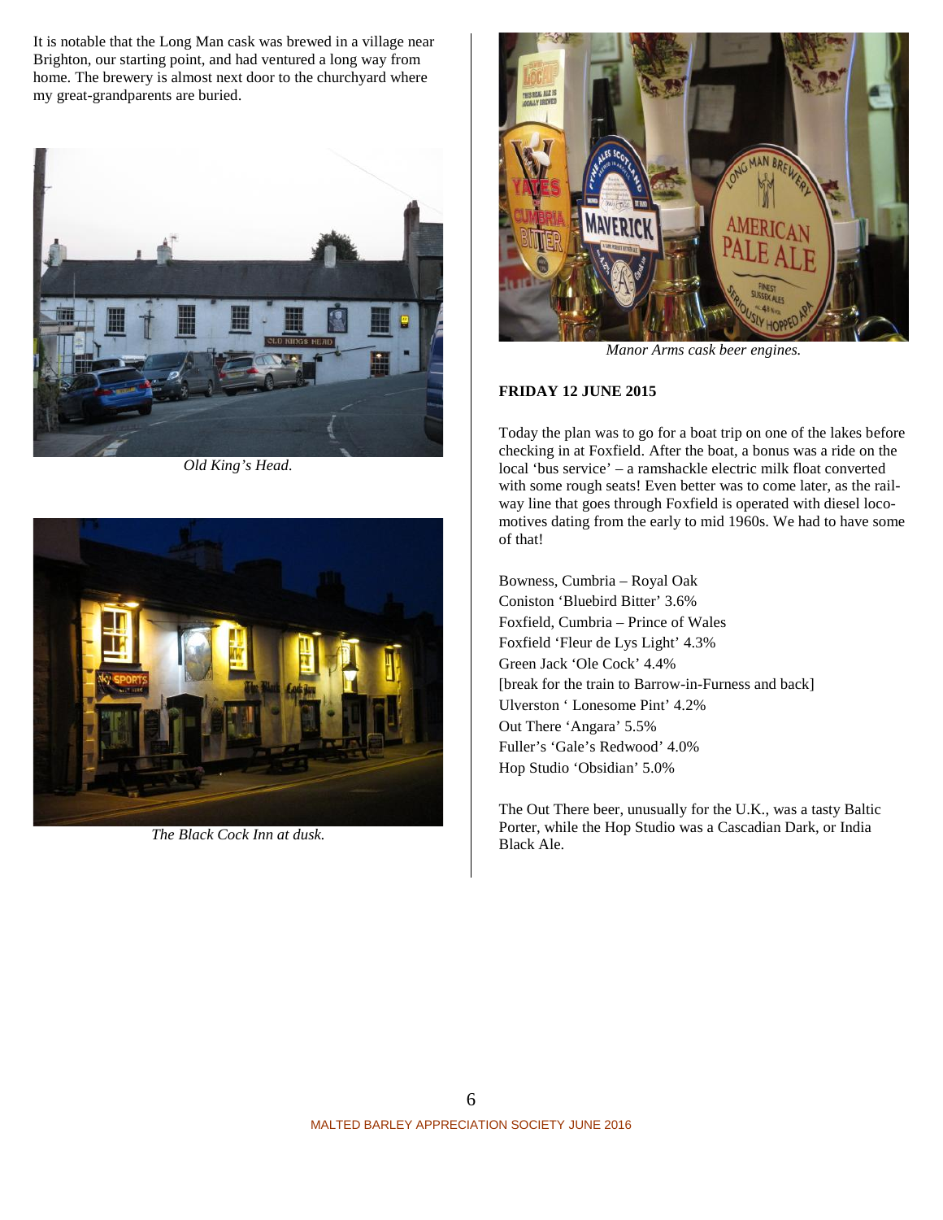It is notable that the Long Man cask was brewed in a village near Brighton, our starting point, and had ventured a long way from home. The brewery is almost next door to the churchyard where my great-grandparents are buried.

*Old King's Head.*

*The Black Cock Inn at dusk.*

*Manor Arms cask beer engines.*

**FRIDAY 12 JUNE 2015**

Today the plan was to go for a boat trip on one of the lakes before checking in at Foxfield. After the boat, a bonus was a ride on the local 'bus service' – a ramshackle electric milk float converted with some rough seats! Even better was to come later, as the railway line that goes through Foxfield is operated with diesel locomotives dating from the early to mid 1960s. We had to have some of that!

Bowness, Cumbria – Royal Oak
Coniston 'Bluebird Bitter' 3.6%
Foxfield, Cumbria – Prince of Wales
Foxfield 'Fleur de Lys Light' 4.3%
Green Jack 'Ole Cock' 4.4%
[break for the train to Barrow-in-Furness and back]
Ulverston ' Lonesome Pint' 4.2%
Out There 'Angara' 5.5%
Fuller's 'Gale's Redwood' 4.0%
Hop Studio 'Obsidian' 5.0%

The Out There beer, unusually for the U.K., was a tasty Baltic Porter, while the Hop Studio was a Cascadian Dark, or India Black Ale.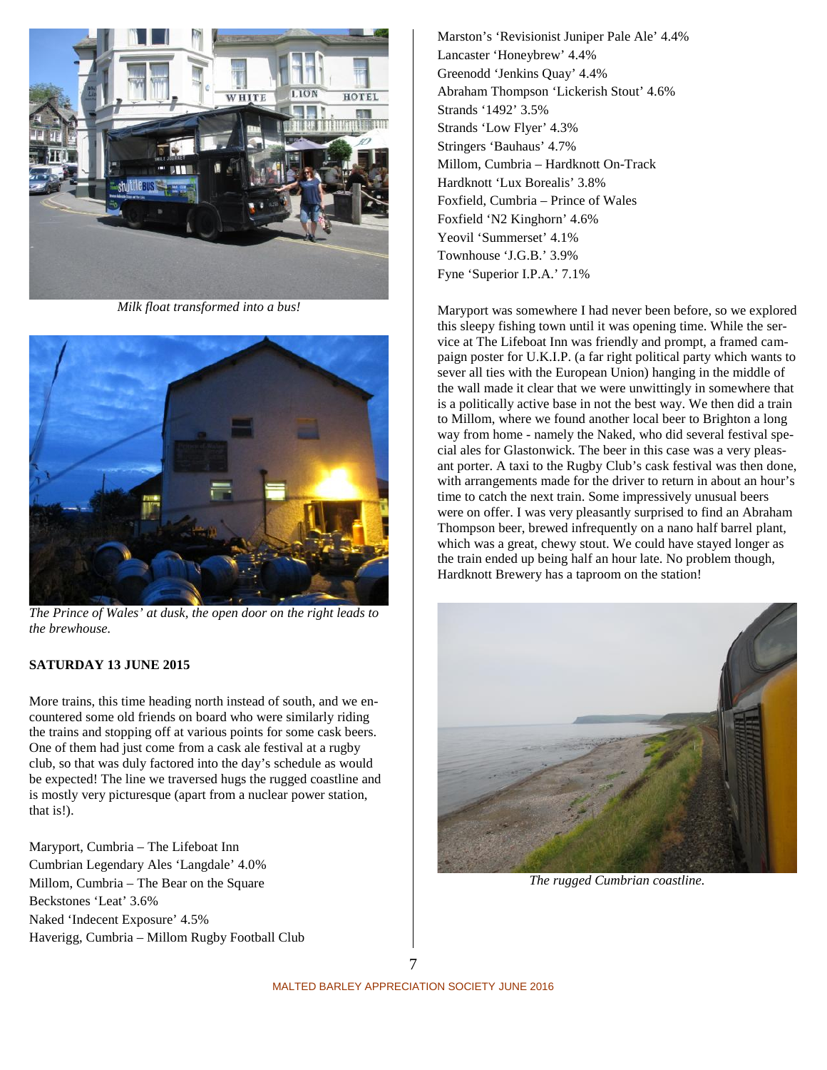*Milk float transformed into a bus!*

*The Prince of Wales' at dusk, the open door on the right leads to the brewhouse.*

**SATURDAY 13 JUNE 2015**

More trains, this time heading north instead of south, and we encountered some old friends on board who were similarly riding the trains and stopping off at various points for some cask beers. One of them had just come from a cask ale festival at a rugby club, so that was duly factored into the day's schedule as would be expected! The line we traversed hugs the rugged coastline and is mostly very picturesque (apart from a nuclear power station, that is!).

Maryport, Cumbria – The Lifeboat Inn
Cumbrian Legendary Ales 'Langdale' 4.0%
Millom, Cumbria – The Bear on the Square
Beckstones 'Leat' 3.6%
Naked 'Indecent Exposure' 4.5%
Haverigg, Cumbria – Millom Rugby Football Club
Marston's 'Revisionist Juniper Pale Ale' 4.4%
Lancaster 'Honeybrew' 4.4%
Greenodd 'Jenkins Quay' 4.4%
Abraham Thompson 'Lickerish Stout' 4.6%
Strands '1492' 3.5%
Strands 'Low Flyer' 4.3%
Stringers 'Bauhaus' 4.7%
Millom, Cumbria – Hardknott On-Track
Hardknott 'Lux Borealis' 3.8%
Foxfield, Cumbria – Prince of Wales
Foxfield 'N2 Kinghorn' 4.6%
Yeovil 'Summerset' 4.1%
Townhouse 'J.G.B.' 3.9%
Fyne 'Superior I.P.A.' 7.1%

Maryport was somewhere I had never been before, so we explored this sleepy fishing town until it was opening time. While the service at The Lifeboat Inn was friendly and prompt, a framed campaign poster for U.K.I.P. (a far right political party which wants to sever all ties with the European Union) hanging in the middle of the wall made it clear that we were unwittingly in somewhere that is a politically active base in not the best way. We then did a train to Millom, where we found another local beer to Brighton a long way from home - namely the Naked, who did several festival special ales for Glastonwick. The beer in this case was a very pleasant porter. A taxi to the Rugby Club's cask festival was then done, with arrangements made for the driver to return in about an hour's time to catch the next train. Some impressively unusual beers were on offer. I was very pleasantly surprised to find an Abraham Thompson beer, brewed infrequently on a nano half barrel plant, which was a great, chewy stout. We could have stayed longer as the train ended up being half an hour late. No problem though, Hardknott Brewery has a taproom on the station!

*The rugged Cumbrian coastline.*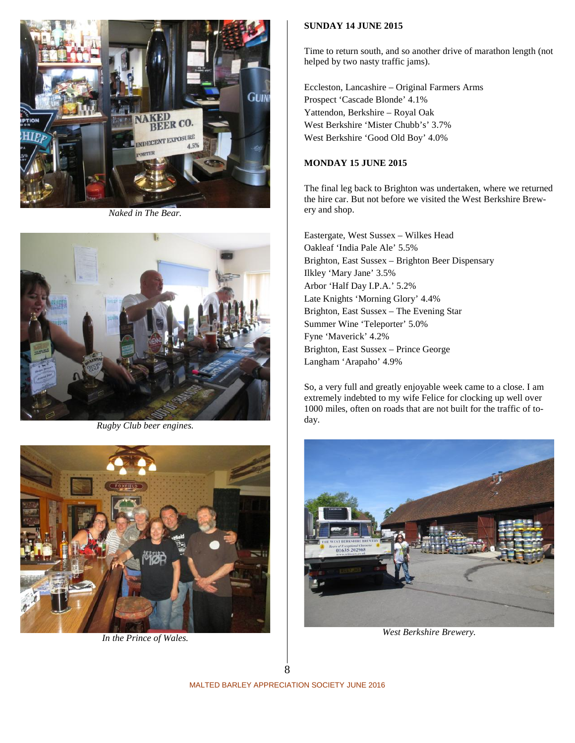*Naked in The Bear.*

*Rugby Club beer engines.*

*In the Prince of Wales.*

**SUNDAY 14 JUNE 2015**

Time to return south, and so another drive of marathon length (not helped by two nasty traffic jams).

Eccleston, Lancashire – Original Farmers Arms
Prospect 'Cascade Blonde' 4.1%
Yattendon, Berkshire – Royal Oak
West Berkshire 'Mister Chubb's' 3.7%
West Berkshire 'Good Old Boy' 4.0%

**MONDAY 15 JUNE 2015**

The final leg back to Brighton was undertaken, where we returned the hire car. But not before we visited the West Berkshire Brewery and shop.

Eastergate, West Sussex – Wilkes Head
Oakleaf 'India Pale Ale' 5.5%
Brighton, East Sussex – Brighton Beer Dispensary
Ilkley 'Mary Jane' 3.5%
Arbor 'Half Day I.P.A.' 5.2%
Late Knights 'Morning Glory' 4.4%
Brighton, East Sussex – The Evening Star
Summer Wine 'Teleporter' 5.0%
Fyne 'Maverick' 4.2%
Brighton, East Sussex – Prince George
Langham 'Arapaho' 4.9%

So, a very full and greatly enjoyable week came to a close. I am extremely indebted to my wife Felice for clocking up well over 1000 miles, often on roads that are not built for the traffic of today.

*West Berkshire Brewery.*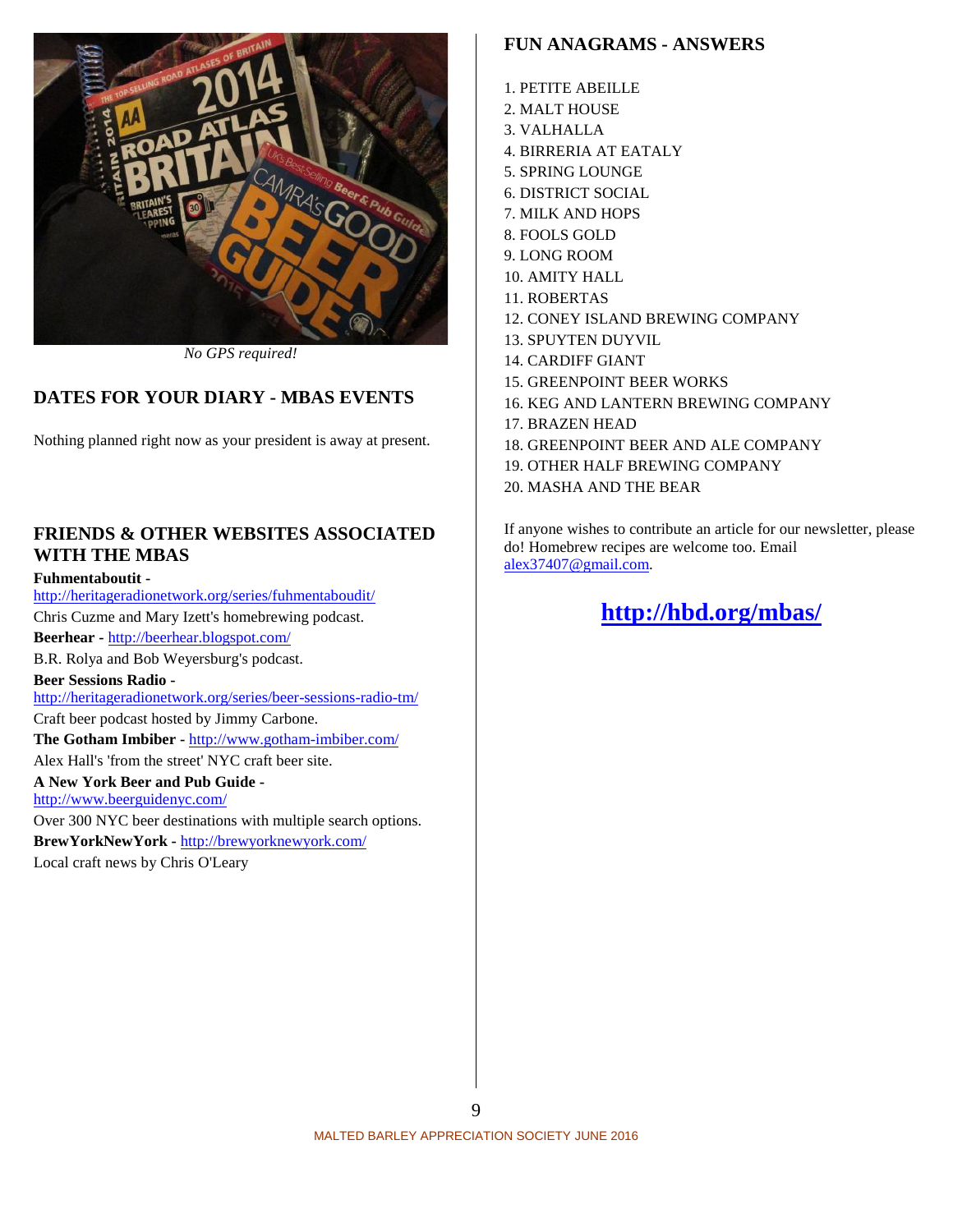*No GPS required!*

## DATES FOR YOUR DIARY - MBAS EVENTS

Nothing planned right now as your president is away at present.

## FRIENDS & OTHER WEBSITES ASSOCIATED WITH THE MBAS

**Fuhmentaboutit -** http://heritageradionetwork.org/series/fuhmentaboudit/
Chris Cuzme and Mary Izett's homebrewing podcast.

**Beerhear -** http://beerhear.blogspot.com/
B.R. Rolya and Bob Weyersburg's podcast.

**Beer Sessions Radio -** http://heritageradionetwork.org/series/beer-sessions-radio-tm/
Craft beer podcast hosted by Jimmy Carbone.

**The Gotham Imbiber -** http://www.gotham-imbiber.com/
Alex Hall's 'from the street' NYC craft beer site.

**A New York Beer and Pub Guide -** http://www.beerguidenyc.com/
Over 300 NYC beer destinations with multiple search options.

**BrewYorkNewYork -** http://brewyorknewyork.com/
Local craft news by Chris O'Leary

## FUN ANAGRAMS - ANSWERS

1. PETITE ABEILLE
2. MALT HOUSE
3. VALHALLA
4. BIRRERIA AT EATALY
5. SPRING LOUNGE
6. DISTRICT SOCIAL
7. MILK AND HOPS
8. FOOLS GOLD
9. LONG ROOM
10. AMITY HALL
11. ROBERTAS
12. CONEY ISLAND BREWING COMPANY
13. SPUYTEN DUYVIL
14. CARDIFF GIANT
15. GREENPOINT BEER WORKS
16. KEG AND LANTERN BREWING COMPANY
17. BRAZEN HEAD
18. GREENPOINT BEER AND ALE COMPANY
19. OTHER HALF BREWING COMPANY
20. MASHA AND THE BEAR

If anyone wishes to contribute an article for our newsletter, please do! Homebrew recipes are welcome too. Email alex37407@gmail.com.

**http://hbd.org/mbas/**